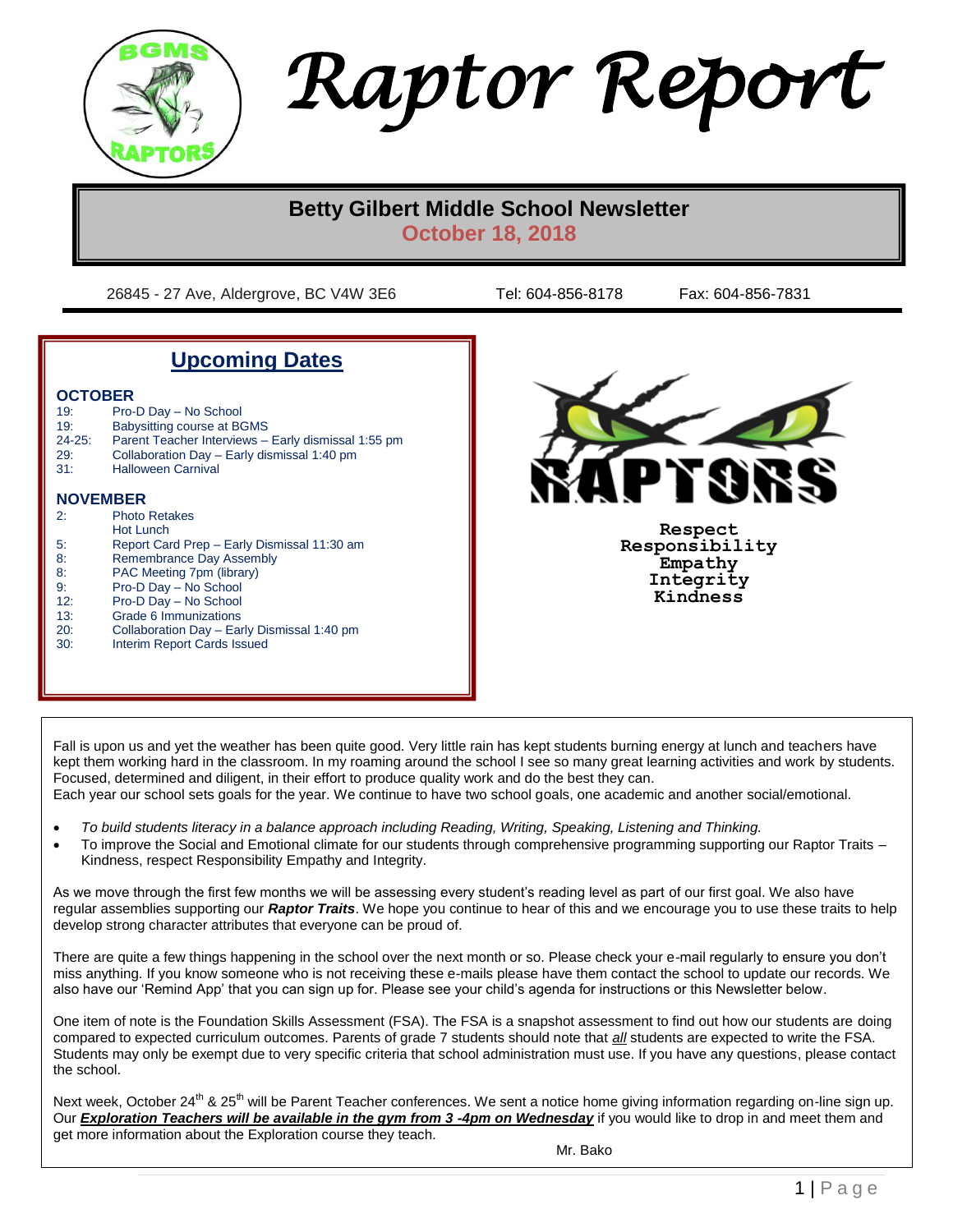# Raptor Report

## Betty Gilbert Middle School Newsletter

**October 18, 2018**

26845 - 27 Ave, Aldergrove, BC V4W 3E6 Tel: 604-856-8178 Fax: 604-856-7831

## Upcoming Dates

### OCTOBER

| | |
|---|---|
| 19: | Pro-D Day – No School |
| 19: | Babysitting course at BGMS |
| 24-25: | Parent Teacher Interviews – Early dismissal 1:55 pm |
| 29: | Collaboration Day – Early dismissal 1:40 pm |
| 31: | Halloween Carnival |

### NOVEMBER

| | |
|---|---|
| 2: | Photo Retakes |
| | Hot Lunch |
| 5: | Report Card Prep – Early Dismissal 11:30 am |
| 8: | Remembrance Day Assembly |
| 8: | PAC Meeting 7pm (library) |
| 9: | Pro-D Day – No School |
| 12: | Pro-D Day – No School |
| 13: | Grade 6 Immunizations |
| 20: | Collaboration Day – Early Dismissal 1:40 pm |
| 30: | Interim Report Cards Issued |

RAPTORS

**Respect**
**Responsibility**
**Empathy**
**Integrity**
**Kindness**

Fall is upon us and yet the weather has been quite good. Very little rain has kept students burning energy at lunch and teachers have kept them working hard in the classroom. In my roaming around the school I see so many great learning activities and work by students. Focused, determined and diligent, in their effort to produce quality work and do the best they can.

Each year our school sets goals for the year. We continue to have two school goals, one academic and another social/emotional.

- *To build students literacy in a balance approach including Reading, Writing, Speaking, Listening and Thinking.*
- To improve the Social and Emotional climate for our students through comprehensive programming supporting our Raptor Traits – Kindness, respect Responsibility Empathy and Integrity.

As we move through the first few months we will be assessing every student's reading level as part of our first goal. We also have regular assemblies supporting our ***Raptor Traits***. We hope you continue to hear of this and we encourage you to use these traits to help develop strong character attributes that everyone can be proud of.

There are quite a few things happening in the school over the next month or so. Please check your e-mail regularly to ensure you don't miss anything. If you know someone who is not receiving these e-mails please have them contact the school to update our records. We also have our 'Remind App' that you can sign up for. Please see your child's agenda for instructions or this Newsletter below.

One item of note is the Foundation Skills Assessment (FSA). The FSA is a snapshot assessment to find out how our students are doing compared to expected curriculum outcomes. Parents of grade 7 students should note that *all* students are expected to write the FSA. Students may only be exempt due to very specific criteria that school administration must use. If you have any questions, please contact the school.

Next week, October 24th & 25th will be Parent Teacher conferences. We sent a notice home giving information regarding on-line sign up. Our ***Exploration Teachers will be available in the gym from 3 -4pm on Wednesday*** if you would like to drop in and meet them and get more information about the Exploration course they teach.

Mr. Bako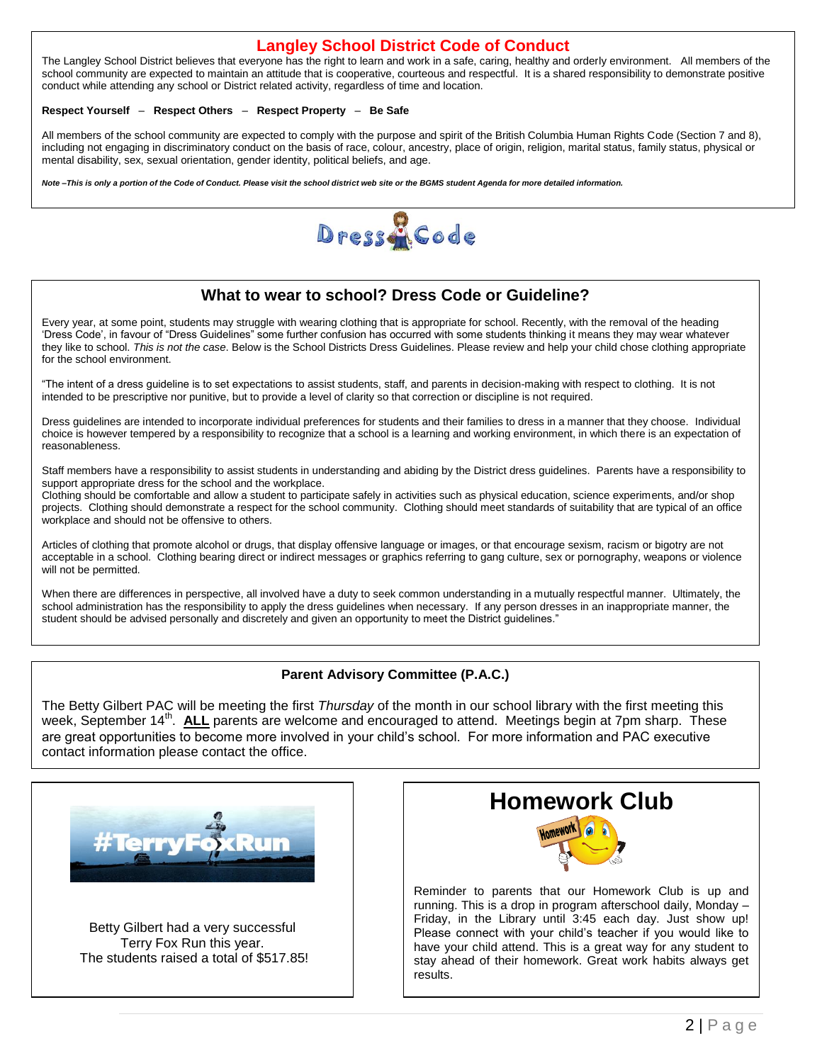## Langley School District Code of Conduct

The Langley School District believes that everyone has the right to learn and work in a safe, caring, healthy and orderly environment. All members of the school community are expected to maintain an attitude that is cooperative, courteous and respectful. It is a shared responsibility to demonstrate positive conduct while attending any school or District related activity, regardless of time and location.

**Respect Yourself – Respect Others – Respect Property – Be Safe**

All members of the school community are expected to comply with the purpose and spirit of the British Columbia Human Rights Code (Section 7 and 8), including not engaging in discriminatory conduct on the basis of race, colour, ancestry, place of origin, religion, marital status, family status, physical or mental disability, sex, sexual orientation, gender identity, political beliefs, and age.

***Note –This is only a portion of the Code of Conduct. Please visit the school district web site or the BGMS student Agenda for more detailed information.***

Dress Code

### What to wear to school? Dress Code or Guideline?

Every year, at some point, students may struggle with wearing clothing that is appropriate for school. Recently, with the removal of the heading 'Dress Code', in favour of "Dress Guidelines" some further confusion has occurred with some students thinking it means they may wear whatever they like to school. *This is not the case*. Below is the School Districts Dress Guidelines. Please review and help your child chose clothing appropriate for the school environment.

"The intent of a dress guideline is to set expectations to assist students, staff, and parents in decision-making with respect to clothing. It is not intended to be prescriptive nor punitive, but to provide a level of clarity so that correction or discipline is not required.

Dress guidelines are intended to incorporate individual preferences for students and their families to dress in a manner that they choose. Individual choice is however tempered by a responsibility to recognize that a school is a learning and working environment, in which there is an expectation of reasonableness.

Staff members have a responsibility to assist students in understanding and abiding by the District dress guidelines. Parents have a responsibility to support appropriate dress for the school and the workplace.
Clothing should be comfortable and allow a student to participate safely in activities such as physical education, science experiments, and/or shop projects. Clothing should demonstrate a respect for the school community. Clothing should meet standards of suitability that are typical of an office workplace and should not be offensive to others.

Articles of clothing that promote alcohol or drugs, that display offensive language or images, or that encourage sexism, racism or bigotry are not acceptable in a school. Clothing bearing direct or indirect messages or graphics referring to gang culture, sex or pornography, weapons or violence will not be permitted.

When there are differences in perspective, all involved have a duty to seek common understanding in a mutually respectful manner. Ultimately, the school administration has the responsibility to apply the dress guidelines when necessary. If any person dresses in an inappropriate manner, the student should be advised personally and discretely and given an opportunity to meet the District guidelines."

### Parent Advisory Committee (P.A.C.)

The Betty Gilbert PAC will be meeting the first *Thursday* of the month in our school library with the first meeting this week, September 14th. **ALL** parents are welcome and encouraged to attend. Meetings begin at 7pm sharp. These are great opportunities to become more involved in your child's school. For more information and PAC executive contact information please contact the office.

#TerryFoxRun

Betty Gilbert had a very successful Terry Fox Run this year.
The students raised a total of $517.85!

## Homework Club

Reminder to parents that our Homework Club is up and running. This is a drop in program afterschool daily, Monday – Friday, in the Library until 3:45 each day. Just show up! Please connect with your child's teacher if you would like to have your child attend. This is a great way for any student to stay ahead of their homework. Great work habits always get results.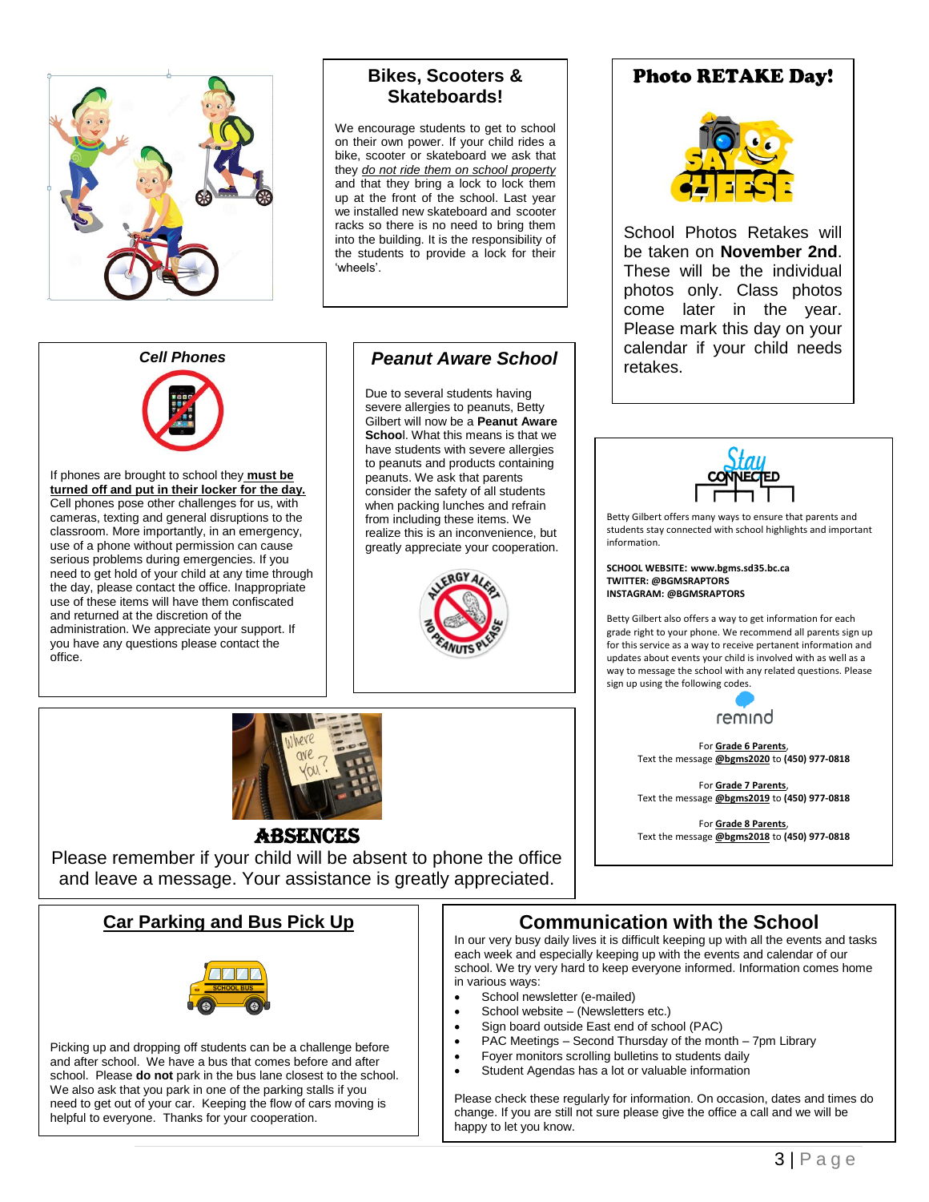## Bikes, Scooters & Skateboards!

We encourage students to get to school on their own power. If your child rides a bike, scooter or skateboard we ask that they *do not ride them on school property* and that they bring a lock to lock them up at the front of the school. Last year we installed new skateboard and scooter racks so there is no need to bring them into the building. It is the responsibility of the students to provide a lock for their 'wheels'.

## Photo RETAKE Day!

School Photos Retakes will be taken on **November 2nd**. These will be the individual photos only. Class photos come later in the year. Please mark this day on your calendar if your child needs retakes.

## *Cell Phones*

If phones are brought to school they **must be turned off and put in their locker for the day.** Cell phones pose other challenges for us, with cameras, texting and general disruptions to the classroom. More importantly, in an emergency, use of a phone without permission can cause serious problems during emergencies. If you need to get hold of your child at any time through the day, please contact the office. Inappropriate use of these items will have them confiscated and returned at the discretion of the administration. We appreciate your support. If you have any questions please contact the office.

## *Peanut Aware School*

Due to several students having severe allergies to peanuts, Betty Gilbert will now be a **Peanut Aware School**. What this means is that we have students with severe allergies to peanuts and products containing peanuts. We ask that parents consider the safety of all students when packing lunches and refrain from including these items. We realize this is an inconvenience, but greatly appreciate your cooperation.

## Stay Connected

Betty Gilbert offers many ways to ensure that parents and students stay connected with school highlights and important information.

**SCHOOL WEBSITE: www.bgms.sd35.bc.ca**
**TWITTER: @BGMSRAPTORS**
**INSTAGRAM: @BGMSRAPTORS**

Betty Gilbert also offers a way to get information for each grade right to your phone. We recommend all parents sign up for this service as a way to receive pertanent information and updates about events your child is involved with as well as a way to message the school with any related questions. Please sign up using the following codes.

remind

For **Grade 6 Parents**,
Text the message **@bgms2020** to **(450) 977-0818**

For **Grade 7 Parents**,
Text the message **@bgms2019** to **(450) 977-0818**

For **Grade 8 Parents**,
Text the message **@bgms2018** to **(450) 977-0818**

## ABSENCES

Please remember if your child will be absent to phone the office and leave a message. Your assistance is greatly appreciated.

## Car Parking and Bus Pick Up

Picking up and dropping off students can be a challenge before and after school. We have a bus that comes before and after school. Please **do not** park in the bus lane closest to the school. We also ask that you park in one of the parking stalls if you need to get out of your vehicle. Keeping the flow of cars moving is helpful to everyone. Thanks for your cooperation.

## Communication with the School

In our very busy daily lives it is difficult keeping up with all the events and tasks each week and especially keeping up with the events and calendar of our school. We try very hard to keep everyone informed. Information comes home in various ways:

- School newsletter (e-mailed)
- School website – (Newsletters etc.)
- Sign board outside East end of school (PAC)
- PAC Meetings – Second Thursday of the month – 7pm Library
- Foyer monitors scrolling bulletins to students daily
- Student Agendas has a lot or valuable information

Please check these regularly for information. On occasion, dates and times do change. If you are still not sure please give the office a call and we will be happy to let you know.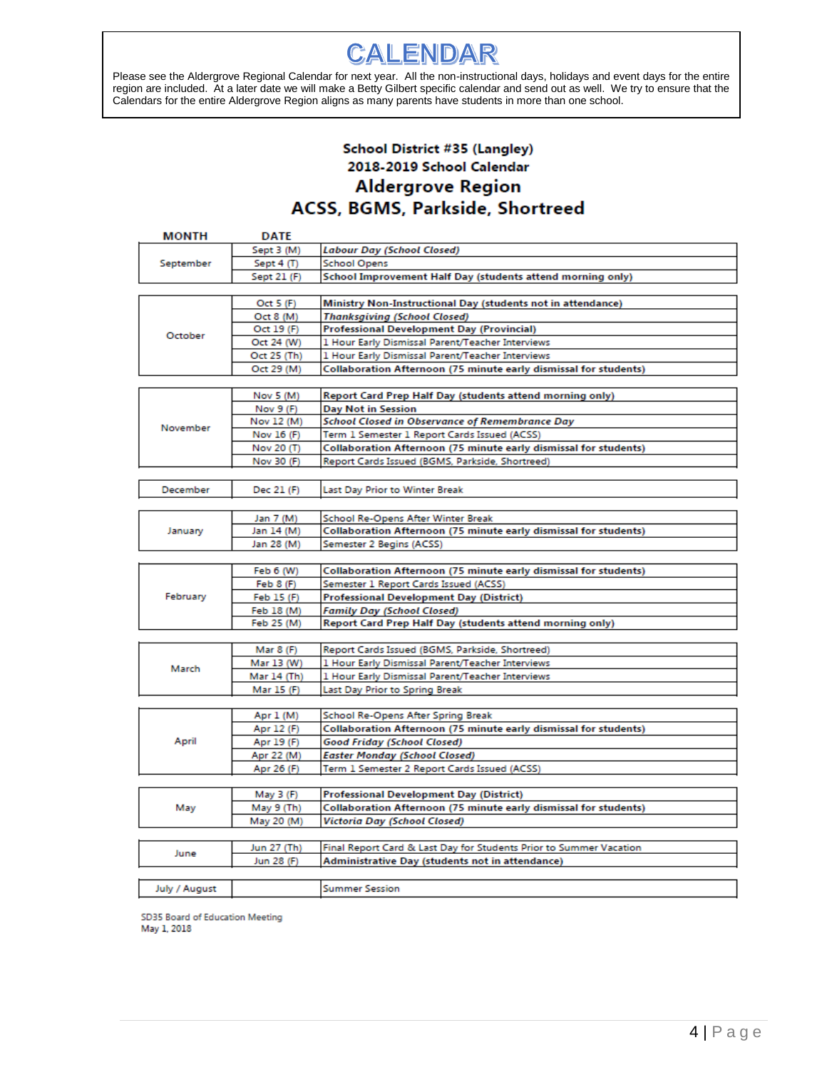# CALENDAR

Please see the Aldergrove Regional Calendar for next year. All the non-instructional days, holidays and event days for the entire region are included. At a later date we will make a Betty Gilbert specific calendar and send out as well. We try to ensure that the Calendars for the entire Aldergrove Region aligns as many parents have students in more than one school.

## School District #35 (Langley)
## 2018-2019 School Calendar
## Aldergrove Region
## ACSS, BGMS, Parkside, Shortreed

| MONTH | DATE | |
|---|---|---|
| September | Sept 3 (M) | ***Labour Day (School Closed)*** |
| | Sept 4 (T) | School Opens |
| | Sept 21 (F) | **School Improvement Half Day (students attend morning only)** |
| October | Oct 5 (F) | **Ministry Non-Instructional Day (students not in attendance)** |
| | Oct 8 (M) | ***Thanksgiving (School Closed)*** |
| | Oct 19 (F) | **Professional Development Day (Provincial)** |
| | Oct 24 (W) | 1 Hour Early Dismissal Parent/Teacher Interviews |
| | Oct 25 (Th) | 1 Hour Early Dismissal Parent/Teacher Interviews |
| | Oct 29 (M) | **Collaboration Afternoon (75 minute early dismissal for students)** |
| November | Nov 5 (M) | **Report Card Prep Half Day (students attend morning only)** |
| | Nov 9 (F) | **Day Not in Session** |
| | Nov 12 (M) | ***School Closed in Observance of Remembrance Day*** |
| | Nov 16 (F) | Term 1 Semester 1 Report Cards Issued (ACSS) |
| | Nov 20 (T) | **Collaboration Afternoon (75 minute early dismissal for students)** |
| | Nov 30 (F) | Report Cards Issued (BGMS, Parkside, Shortreed) |
| December | Dec 21 (F) | Last Day Prior to Winter Break |
| January | Jan 7 (M) | School Re-Opens After Winter Break |
| | Jan 14 (M) | **Collaboration Afternoon (75 minute early dismissal for students)** |
| | Jan 28 (M) | Semester 2 Begins (ACSS) |
| February | Feb 6 (W) | **Collaboration Afternoon (75 minute early dismissal for students)** |
| | Feb 8 (F) | Semester 1 Report Cards Issued (ACSS) |
| | Feb 15 (F) | **Professional Development Day (District)** |
| | Feb 18 (M) | ***Family Day (School Closed)*** |
| | Feb 25 (M) | **Report Card Prep Half Day (students attend morning only)** |
| March | Mar 8 (F) | Report Cards Issued (BGMS, Parkside, Shortreed) |
| | Mar 13 (W) | 1 Hour Early Dismissal Parent/Teacher Interviews |
| | Mar 14 (Th) | 1 Hour Early Dismissal Parent/Teacher Interviews |
| | Mar 15 (F) | Last Day Prior to Spring Break |
| April | Apr 1 (M) | School Re-Opens After Spring Break |
| | Apr 12 (F) | **Collaboration Afternoon (75 minute early dismissal for students)** |
| | Apr 19 (F) | ***Good Friday (School Closed)*** |
| | Apr 22 (M) | ***Easter Monday (School Closed)*** |
| | Apr 26 (F) | Term 1 Semester 2 Report Cards Issued (ACSS) |
| May | May 3 (F) | **Professional Development Day (District)** |
| | May 9 (Th) | **Collaboration Afternoon (75 minute early dismissal for students)** |
| | May 20 (M) | ***Victoria Day (School Closed)*** |
| June | Jun 27 (Th) | Final Report Card & Last Day for Students Prior to Summer Vacation |
| | Jun 28 (F) | **Administrative Day (students not in attendance)** |
| July / August | | Summer Session |

SD35 Board of Education Meeting
May 1, 2018